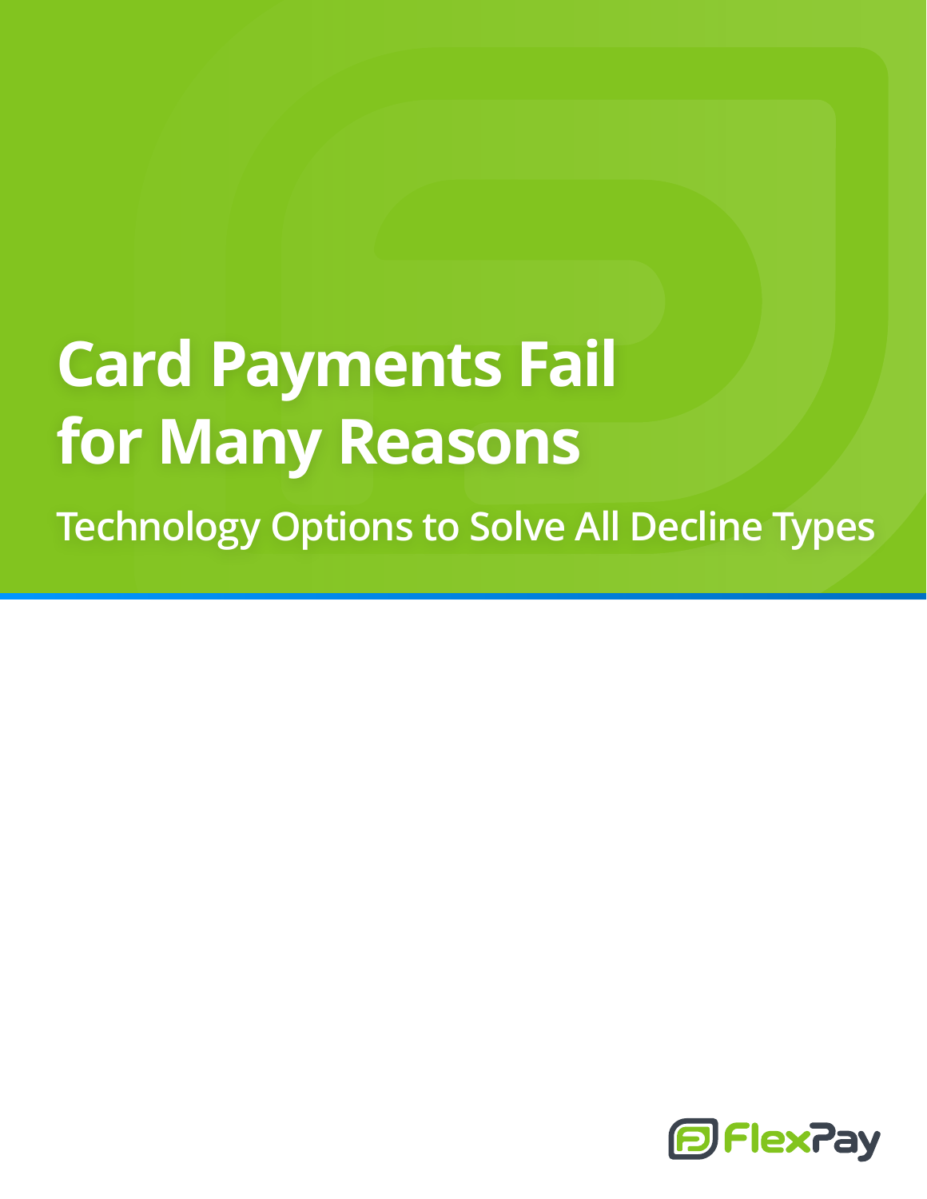# Card Payments Fail for Many Reasons

## Technology Options to Solve All Decline Types

FlexPay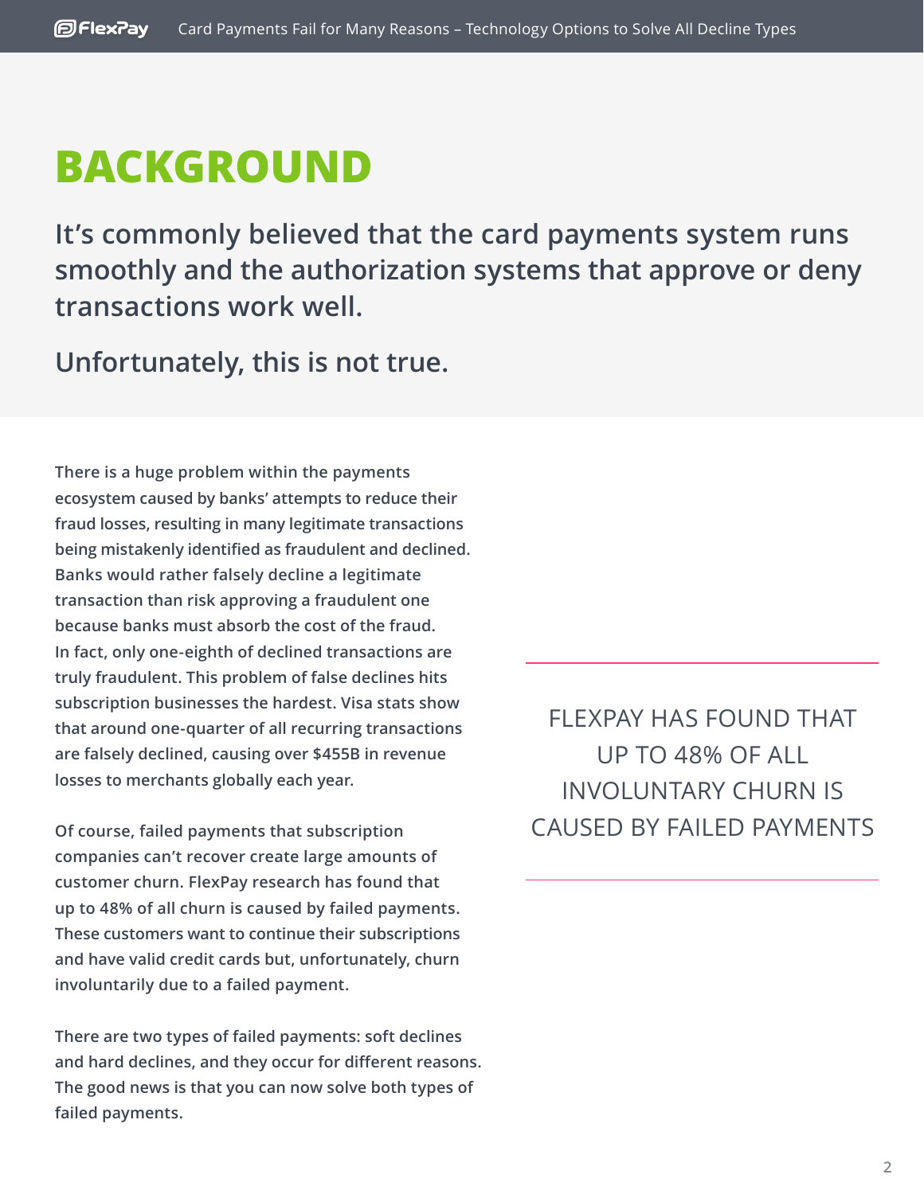# BACKGROUND

## It's commonly believed that the card payments system runs smoothly and the authorization systems that approve or deny transactions work well.

## Unfortunately, this is not true.

**There is a huge problem within the payments ecosystem caused by banks' attempts to reduce their fraud losses, resulting in many legitimate transactions being mistakenly identified as fraudulent and declined. Banks would rather falsely decline a legitimate transaction than risk approving a fraudulent one because banks must absorb the cost of the fraud. In fact, only one-eighth of declined transactions are truly fraudulent. This problem of false declines hits subscription businesses the hardest. Visa stats show that around one-quarter of all recurring transactions are falsely declined, causing over $455B in revenue losses to merchants globally each year.**

**Of course, failed payments that subscription companies can't recover create large amounts of customer churn. FlexPay research has found that up to 48% of all churn is caused by failed payments. These customers want to continue their subscriptions and have valid credit cards but, unfortunately, churn involuntarily due to a failed payment.**

**There are two types of failed payments: soft declines and hard declines, and they occur for different reasons. The good news is that you can now solve both types of failed payments.**

> FLEXPAY HAS FOUND THAT UP TO 48% OF ALL INVOLUNTARY CHURN IS CAUSED BY FAILED PAYMENTS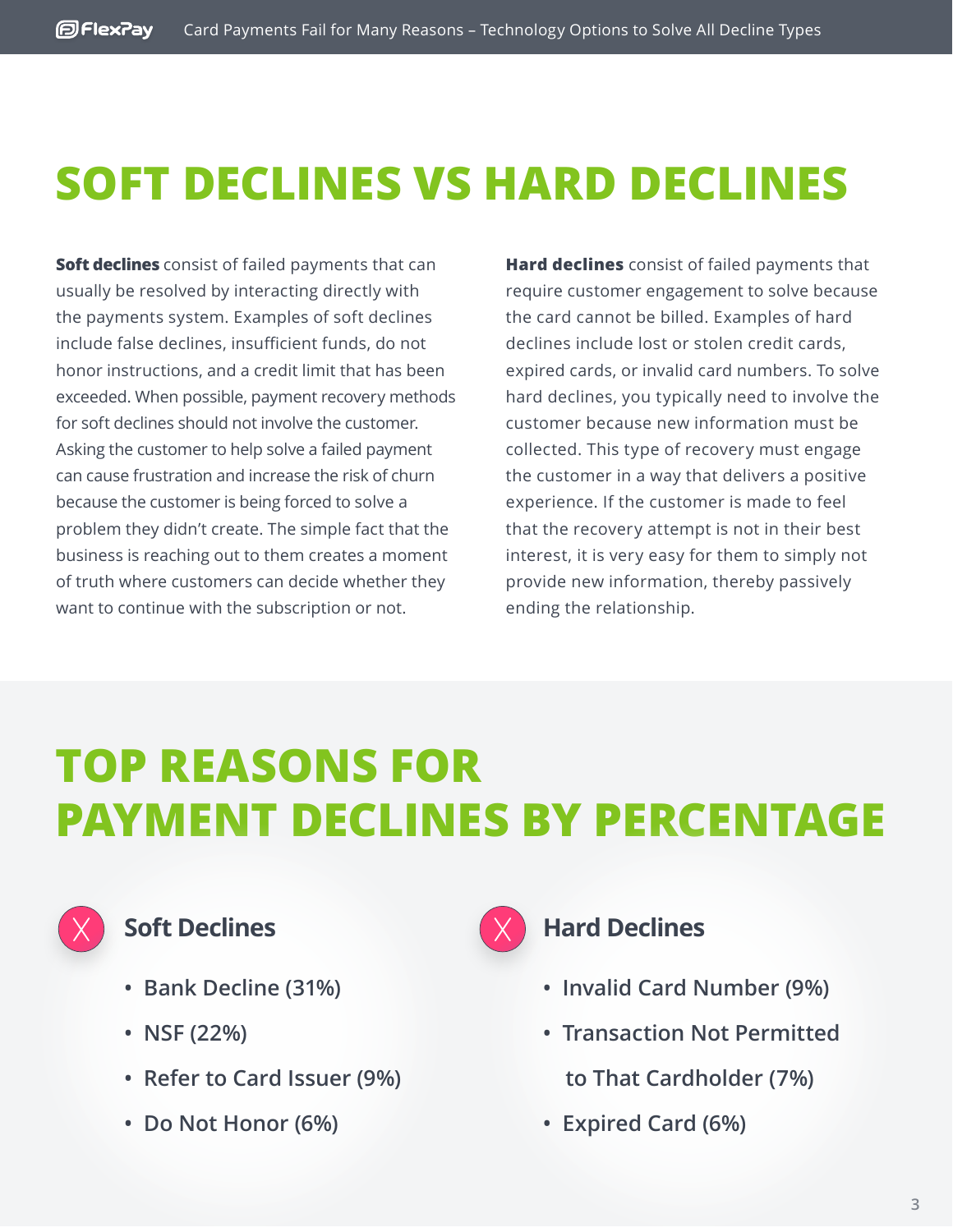# SOFT DECLINES VS HARD DECLINES

**Soft declines** consist of failed payments that can usually be resolved by interacting directly with the payments system. Examples of soft declines include false declines, insufficient funds, do not honor instructions, and a credit limit that has been exceeded. When possible, payment recovery methods for soft declines should not involve the customer. Asking the customer to help solve a failed payment can cause frustration and increase the risk of churn because the customer is being forced to solve a problem they didn't create. The simple fact that the business is reaching out to them creates a moment of truth where customers can decide whether they want to continue with the subscription or not.

**Hard declines** consist of failed payments that require customer engagement to solve because the card cannot be billed. Examples of hard declines include lost or stolen credit cards, expired cards, or invalid card numbers. To solve hard declines, you typically need to involve the customer because new information must be collected. This type of recovery must engage the customer in a way that delivers a positive experience. If the customer is made to feel that the recovery attempt is not in their best interest, it is very easy for them to simply not provide new information, thereby passively ending the relationship.

# TOP REASONS FOR PAYMENT DECLINES BY PERCENTAGE

### Soft Declines

- Bank Decline (31%)
- NSF (22%)
- Refer to Card Issuer (9%)
- Do Not Honor (6%)

### Hard Declines

- Invalid Card Number (9%)
- Transaction Not Permitted to That Cardholder (7%)
- Expired Card (6%)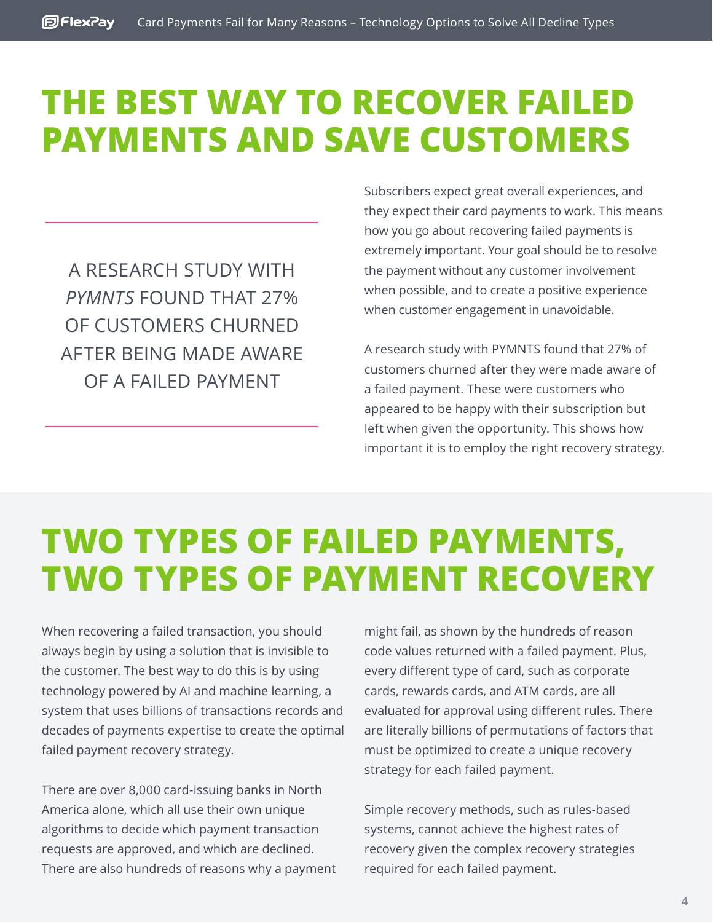# THE BEST WAY TO RECOVER FAILED PAYMENTS AND SAVE CUSTOMERS

A RESEARCH STUDY WITH *PYMNTS* FOUND THAT 27% OF CUSTOMERS CHURNED AFTER BEING MADE AWARE OF A FAILED PAYMENT

Subscribers expect great overall experiences, and they expect their card payments to work. This means how you go about recovering failed payments is extremely important. Your goal should be to resolve the payment without any customer involvement when possible, and to create a positive experience when customer engagement in unavoidable.

A research study with PYMNTS found that 27% of customers churned after they were made aware of a failed payment. These were customers who appeared to be happy with their subscription but left when given the opportunity. This shows how important it is to employ the right recovery strategy.

# TWO TYPES OF FAILED PAYMENTS, TWO TYPES OF PAYMENT RECOVERY

When recovering a failed transaction, you should always begin by using a solution that is invisible to the customer. The best way to do this is by using technology powered by AI and machine learning, a system that uses billions of transactions records and decades of payments expertise to create the optimal failed payment recovery strategy.

There are over 8,000 card-issuing banks in North America alone, which all use their own unique algorithms to decide which payment transaction requests are approved, and which are declined. There are also hundreds of reasons why a payment might fail, as shown by the hundreds of reason code values returned with a failed payment. Plus, every different type of card, such as corporate cards, rewards cards, and ATM cards, are all evaluated for approval using different rules. There are literally billions of permutations of factors that must be optimized to create a unique recovery strategy for each failed payment.

Simple recovery methods, such as rules-based systems, cannot achieve the highest rates of recovery given the complex recovery strategies required for each failed payment.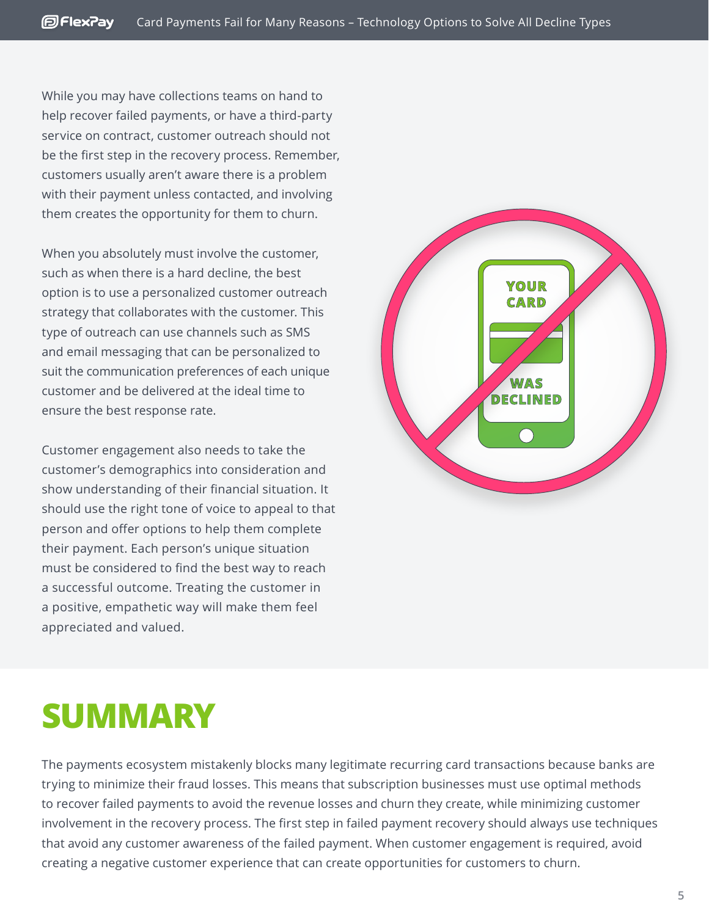While you may have collections teams on hand to help recover failed payments, or have a third-party service on contract, customer outreach should not be the first step in the recovery process. Remember, customers usually aren't aware there is a problem with their payment unless contacted, and involving them creates the opportunity for them to churn.

When you absolutely must involve the customer, such as when there is a hard decline, the best option is to use a personalized customer outreach strategy that collaborates with the customer. This type of outreach can use channels such as SMS and email messaging that can be personalized to suit the communication preferences of each unique customer and be delivered at the ideal time to ensure the best response rate.

Customer engagement also needs to take the customer's demographics into consideration and show understanding of their financial situation. It should use the right tone of voice to appeal to that person and offer options to help them complete their payment. Each person's unique situation must be considered to find the best way to reach a successful outcome. Treating the customer in a positive, empathetic way will make them feel appreciated and valued.

# SUMMARY

The payments ecosystem mistakenly blocks many legitimate recurring card transactions because banks are trying to minimize their fraud losses. This means that subscription businesses must use optimal methods to recover failed payments to avoid the revenue losses and churn they create, while minimizing customer involvement in the recovery process. The first step in failed payment recovery should always use techniques that avoid any customer awareness of the failed payment. When customer engagement is required, avoid creating a negative customer experience that can create opportunities for customers to churn.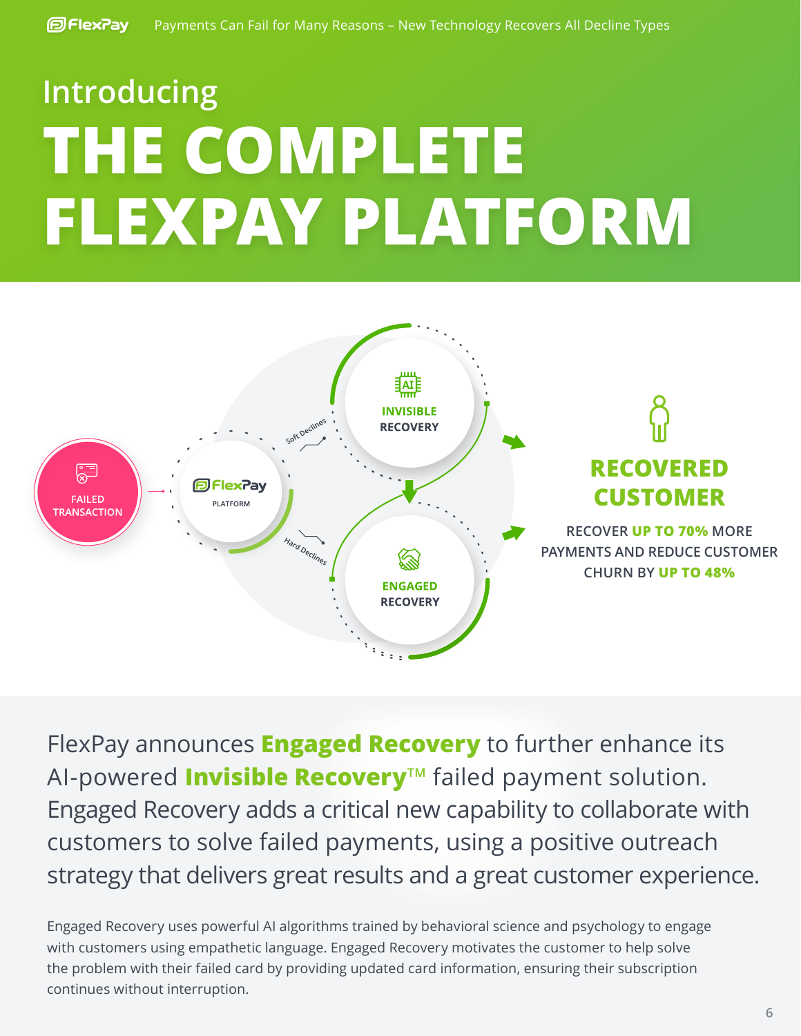Introducing

# THE COMPLETE FLEXPAY PLATFORM

FAILED TRANSACTION

FlexPay PLATFORM

Soft Declines

Hard Declines

INVISIBLE RECOVERY

ENGAGED RECOVERY

## RECOVERED CUSTOMER

RECOVER **UP TO 70%** MORE PAYMENTS AND REDUCE CUSTOMER CHURN BY **UP TO 48%**

FlexPay announces **Engaged Recovery** to further enhance its AI-powered **Invisible Recovery**™ failed payment solution. Engaged Recovery adds a critical new capability to collaborate with customers to solve failed payments, using a positive outreach strategy that delivers great results and a great customer experience.

Engaged Recovery uses powerful AI algorithms trained by behavioral science and psychology to engage with customers using empathetic language. Engaged Recovery motivates the customer to help solve the problem with their failed card by providing updated card information, ensuring their subscription continues without interruption.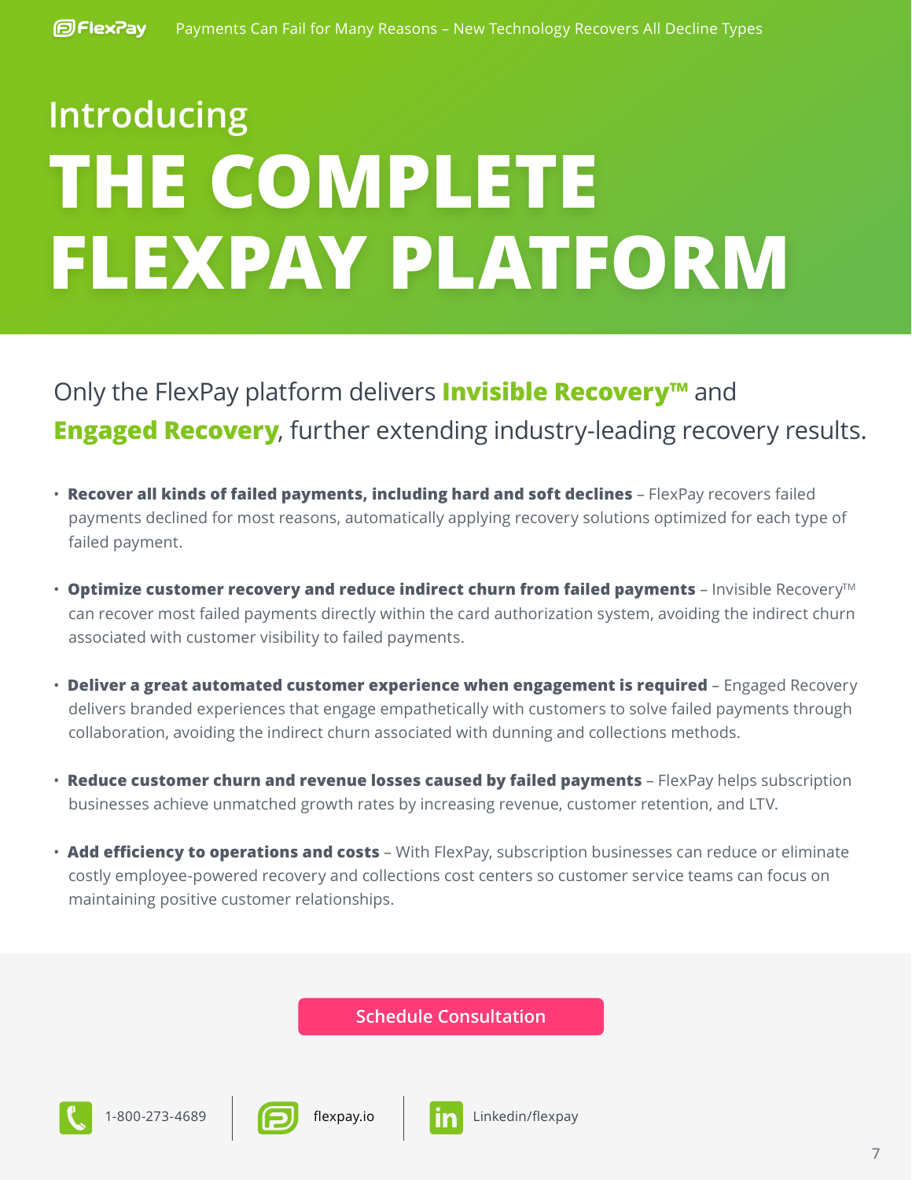Introducing

# THE COMPLETE FLEXPAY PLATFORM

Only the FlexPay platform delivers **Invisible Recovery™** and **Engaged Recovery**, further extending industry-leading recovery results.

- **Recover all kinds of failed payments, including hard and soft declines** – FlexPay recovers failed payments declined for most reasons, automatically applying recovery solutions optimized for each type of failed payment.
- **Optimize customer recovery and reduce indirect churn from failed payments** – Invisible Recovery™ can recover most failed payments directly within the card authorization system, avoiding the indirect churn associated with customer visibility to failed payments.
- **Deliver a great automated customer experience when engagement is required** – Engaged Recovery delivers branded experiences that engage empathetically with customers to solve failed payments through collaboration, avoiding the indirect churn associated with dunning and collections methods.
- **Reduce customer churn and revenue losses caused by failed payments** – FlexPay helps subscription businesses achieve unmatched growth rates by increasing revenue, customer retention, and LTV.
- **Add efficiency to operations and costs** – With FlexPay, subscription businesses can reduce or eliminate costly employee-powered recovery and collections cost centers so customer service teams can focus on maintaining positive customer relationships.

Schedule Consultation

1-800-273-4689 | flexpay.io | Linkedin/flexpay